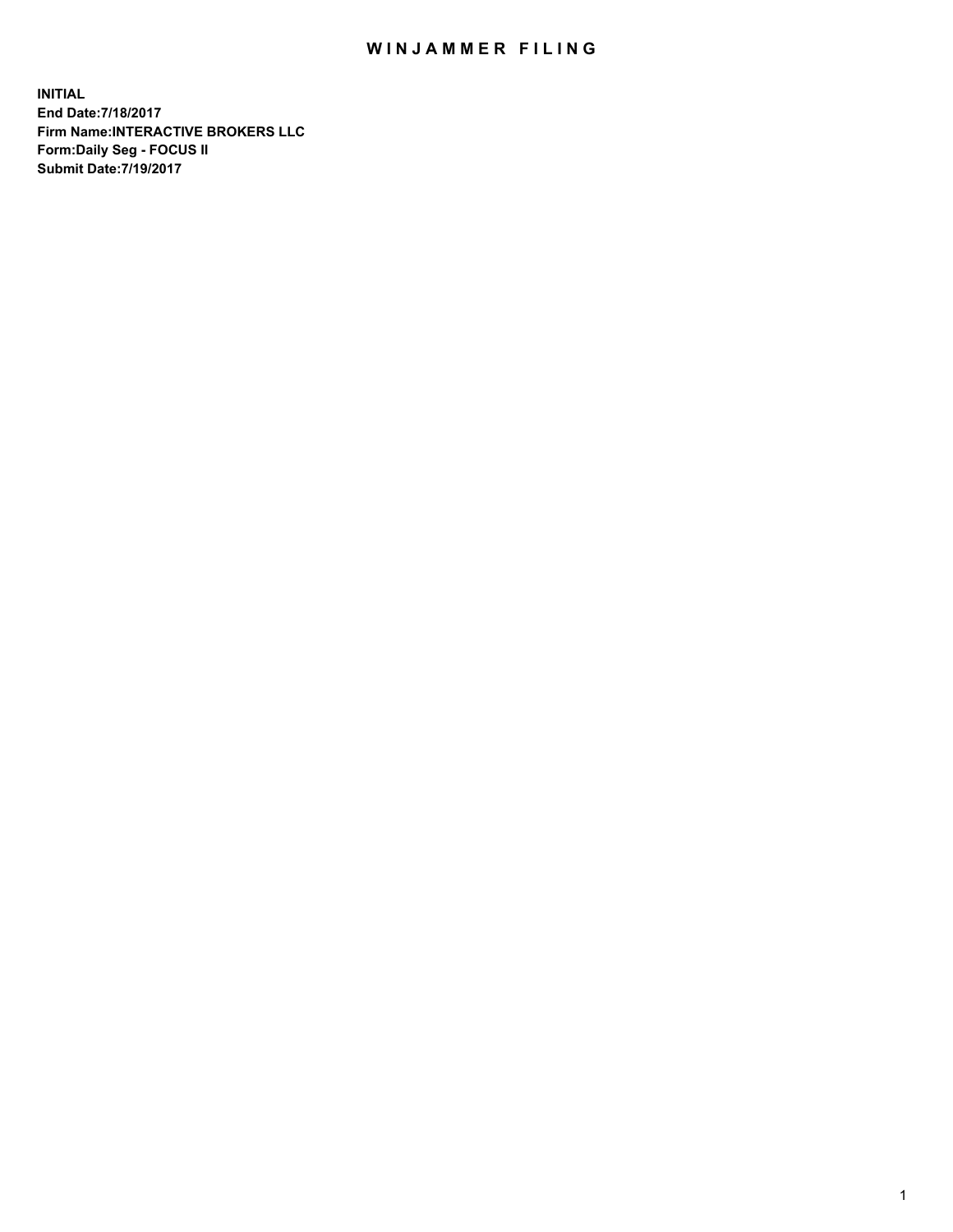# WINJAMMER FILING

**INITIAL**
**End Date:7/18/2017**
**Firm Name:INTERACTIVE BROKERS LLC**
**Form:Daily Seg - FOCUS II**
**Submit Date:7/19/2017**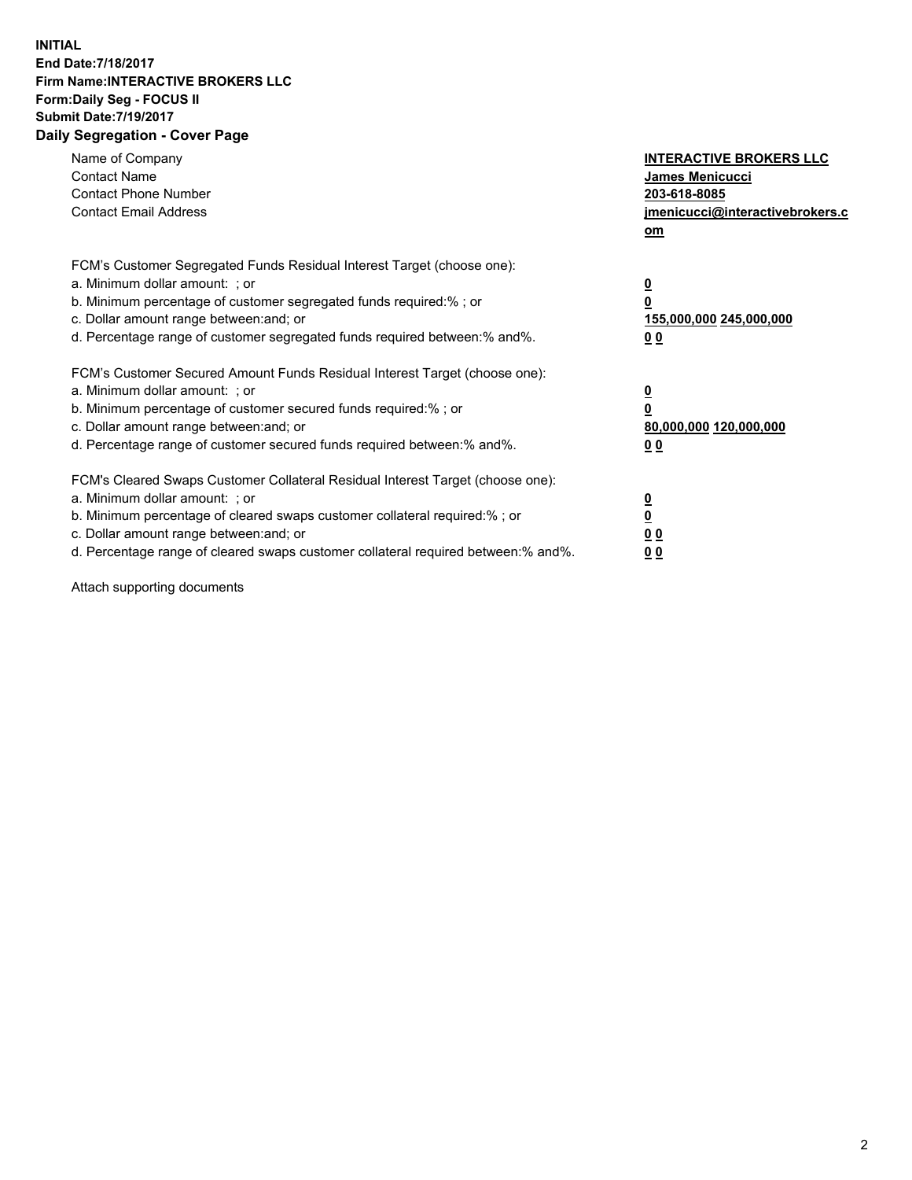**INITIAL**
**End Date:7/18/2017**
**Firm Name:INTERACTIVE BROKERS LLC**
**Form:Daily Seg - FOCUS II**
**Submit Date:7/19/2017**
**Daily Segregation - Cover Page**

| | |
|---|---|
| Name of Company | **INTERACTIVE BROKERS LLC** |
| Contact Name | **James Menicucci** |
| Contact Phone Number | **203-618-8085** |
| Contact Email Address | **jmenicucci@interactivebrokers.com** |

FCM's Customer Segregated Funds Residual Interest Target (choose one):

| | |
|---|---|
| a. Minimum dollar amount: ; or | **0** |
| b. Minimum percentage of customer segregated funds required:% ; or | **0** |
| c. Dollar amount range between:and; or | **155,000,000 245,000,000** |
| d. Percentage range of customer segregated funds required between:% and%. | **0 0** |

FCM's Customer Secured Amount Funds Residual Interest Target (choose one):

| | |
|---|---|
| a. Minimum dollar amount: ; or | **0** |
| b. Minimum percentage of customer secured funds required:% ; or | **0** |
| c. Dollar amount range between:and; or | **80,000,000 120,000,000** |
| d. Percentage range of customer secured funds required between:% and%. | **0 0** |

FCM's Cleared Swaps Customer Collateral Residual Interest Target (choose one):

| | |
|---|---|
| a. Minimum dollar amount: ; or | **0** |
| b. Minimum percentage of cleared swaps customer collateral required:% ; or | **0** |
| c. Dollar amount range between:and; or | **0 0** |
| d. Percentage range of cleared swaps customer collateral required between:% and%. | **0 0** |

Attach supporting documents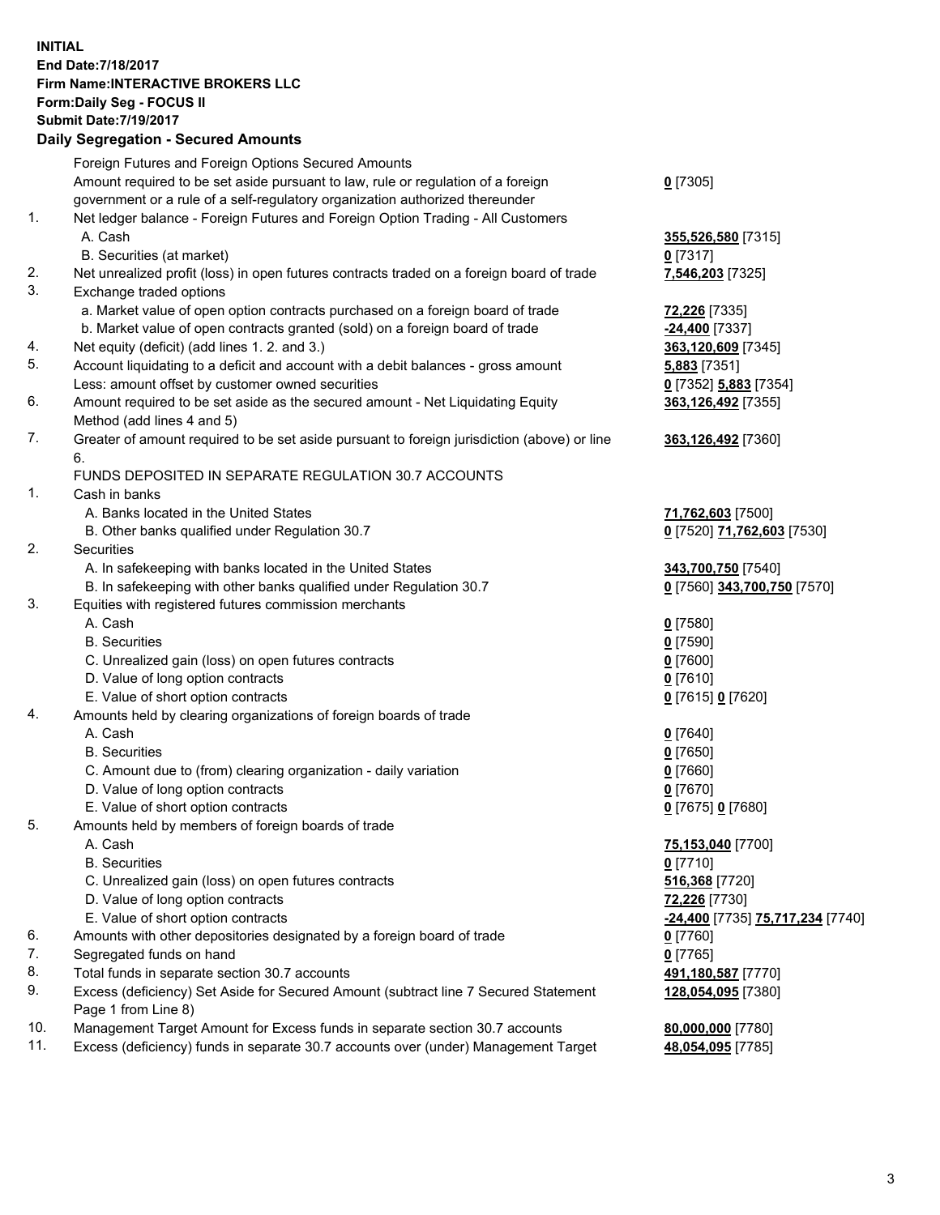**INITIAL**
**End Date:7/18/2017**
**Firm Name:INTERACTIVE BROKERS LLC**
**Form:Daily Seg - FOCUS II**
**Submit Date:7/19/2017**

## Daily Segregation - Secured Amounts

| | | |
|---|---|---|
| | Foreign Futures and Foreign Options Secured Amounts | |
| | Amount required to be set aside pursuant to law, rule or regulation of a foreign government or a rule of a self-regulatory organization authorized thereunder | **0** [7305] |
| 1. | Net ledger balance - Foreign Futures and Foreign Option Trading - All Customers | |
| | A. Cash | **355,526,580** [7315] |
| | B. Securities (at market) | **0** [7317] |
| 2. | Net unrealized profit (loss) in open futures contracts traded on a foreign board of trade | **7,546,203** [7325] |
| 3. | Exchange traded options | |
| | a. Market value of open option contracts purchased on a foreign board of trade | **72,226** [7335] |
| | b. Market value of open contracts granted (sold) on a foreign board of trade | **-24,400** [7337] |
| 4. | Net equity (deficit) (add lines 1. 2. and 3.) | **363,120,609** [7345] |
| 5. | Account liquidating to a deficit and account with a debit balances - gross amount | **5,883** [7351] |
| | Less: amount offset by customer owned securities | **0** [7352] **5,883** [7354] |
| 6. | Amount required to be set aside as the secured amount - Net Liquidating Equity Method (add lines 4 and 5) | **363,126,492** [7355] |
| 7. | Greater of amount required to be set aside pursuant to foreign jurisdiction (above) or line 6. | **363,126,492** [7360] |
| | FUNDS DEPOSITED IN SEPARATE REGULATION 30.7 ACCOUNTS | |
| 1. | Cash in banks | |
| | A. Banks located in the United States | **71,762,603** [7500] |
| | B. Other banks qualified under Regulation 30.7 | **0** [7520] **71,762,603** [7530] |
| 2. | Securities | |
| | A. In safekeeping with banks located in the United States | **343,700,750** [7540] |
| | B. In safekeeping with other banks qualified under Regulation 30.7 | **0** [7560] **343,700,750** [7570] |
| 3. | Equities with registered futures commission merchants | |
| | A. Cash | **0** [7580] |
| | B. Securities | **0** [7590] |
| | C. Unrealized gain (loss) on open futures contracts | **0** [7600] |
| | D. Value of long option contracts | **0** [7610] |
| | E. Value of short option contracts | **0** [7615] **0** [7620] |
| 4. | Amounts held by clearing organizations of foreign boards of trade | |
| | A. Cash | **0** [7640] |
| | B. Securities | **0** [7650] |
| | C. Amount due to (from) clearing organization - daily variation | **0** [7660] |
| | D. Value of long option contracts | **0** [7670] |
| | E. Value of short option contracts | **0** [7675] **0** [7680] |
| 5. | Amounts held by members of foreign boards of trade | |
| | A. Cash | **75,153,040** [7700] |
| | B. Securities | **0** [7710] |
| | C. Unrealized gain (loss) on open futures contracts | **516,368** [7720] |
| | D. Value of long option contracts | **72,226** [7730] |
| | E. Value of short option contracts | **-24,400** [7735] **75,717,234** [7740] |
| 6. | Amounts with other depositories designated by a foreign board of trade | **0** [7760] |
| 7. | Segregated funds on hand | **0** [7765] |
| 8. | Total funds in separate section 30.7 accounts | **491,180,587** [7770] |
| 9. | Excess (deficiency) Set Aside for Secured Amount (subtract line 7 Secured Statement Page 1 from Line 8) | **128,054,095** [7380] |
| 10. | Management Target Amount for Excess funds in separate section 30.7 accounts | **80,000,000** [7780] |
| 11. | Excess (deficiency) funds in separate 30.7 accounts over (under) Management Target | **48,054,095** [7785] |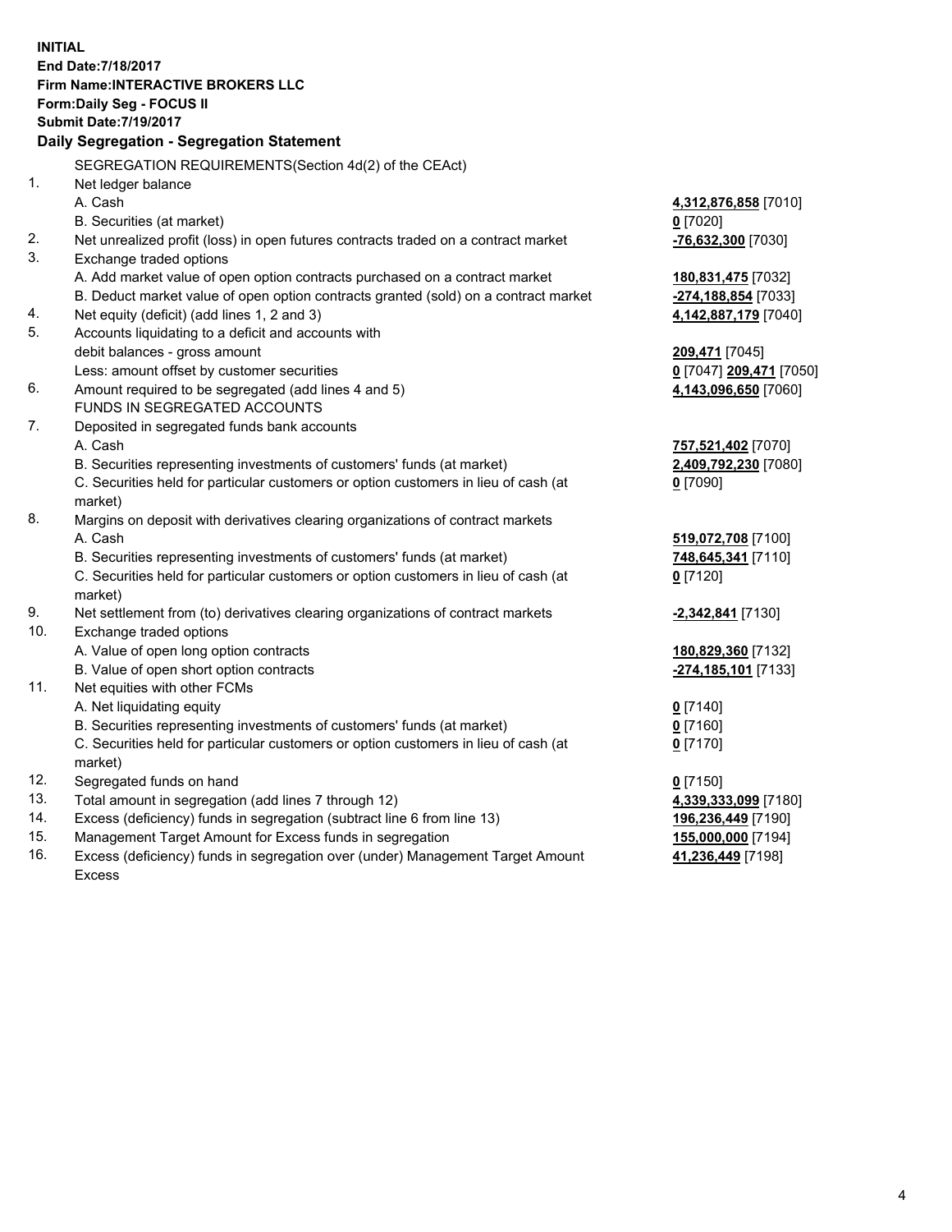**INITIAL**
**End Date:7/18/2017**
**Firm Name:INTERACTIVE BROKERS LLC**
**Form:Daily Seg - FOCUS II**
**Submit Date:7/19/2017**

**Daily Segregation - Segregation Statement**

| | | |
|---|---|---|
| | SEGREGATION REQUIREMENTS(Section 4d(2) of the CEAct) | |
| 1. | Net ledger balance | |
| | A. Cash | **4,312,876,858** [7010] |
| | B. Securities (at market) | **0** [7020] |
| 2. | Net unrealized profit (loss) in open futures contracts traded on a contract market | **-76,632,300** [7030] |
| 3. | Exchange traded options | |
| | A. Add market value of open option contracts purchased on a contract market | **180,831,475** [7032] |
| | B. Deduct market value of open option contracts granted (sold) on a contract market | **-274,188,854** [7033] |
| 4. | Net equity (deficit) (add lines 1, 2 and 3) | **4,142,887,179** [7040] |
| 5. | Accounts liquidating to a deficit and accounts with | |
| | debit balances - gross amount | **209,471** [7045] |
| | Less: amount offset by customer securities | **0** [7047] **209,471** [7050] |
| 6. | Amount required to be segregated (add lines 4 and 5) | **4,143,096,650** [7060] |
| | FUNDS IN SEGREGATED ACCOUNTS | |
| 7. | Deposited in segregated funds bank accounts | |
| | A. Cash | **757,521,402** [7070] |
| | B. Securities representing investments of customers' funds (at market) | **2,409,792,230** [7080] |
| | C. Securities held for particular customers or option customers in lieu of cash (at market) | **0** [7090] |
| 8. | Margins on deposit with derivatives clearing organizations of contract markets | |
| | A. Cash | **519,072,708** [7100] |
| | B. Securities representing investments of customers' funds (at market) | **748,645,341** [7110] |
| | C. Securities held for particular customers or option customers in lieu of cash (at market) | **0** [7120] |
| 9. | Net settlement from (to) derivatives clearing organizations of contract markets | **-2,342,841** [7130] |
| 10. | Exchange traded options | |
| | A. Value of open long option contracts | **180,829,360** [7132] |
| | B. Value of open short option contracts | **-274,185,101** [7133] |
| 11. | Net equities with other FCMs | |
| | A. Net liquidating equity | **0** [7140] |
| | B. Securities representing investments of customers' funds (at market) | **0** [7160] |
| | C. Securities held for particular customers or option customers in lieu of cash (at market) | **0** [7170] |
| 12. | Segregated funds on hand | **0** [7150] |
| 13. | Total amount in segregation (add lines 7 through 12) | **4,339,333,099** [7180] |
| 14. | Excess (deficiency) funds in segregation (subtract line 6 from line 13) | **196,236,449** [7190] |
| 15. | Management Target Amount for Excess funds in segregation | **155,000,000** [7194] |
| 16. | Excess (deficiency) funds in segregation over (under) Management Target Amount Excess | **41,236,449** [7198] |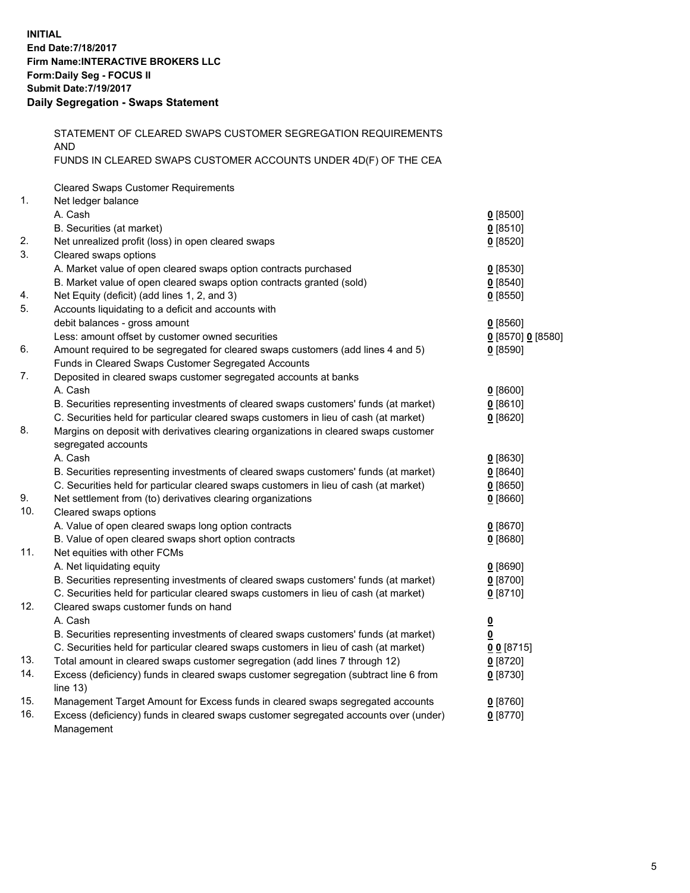**INITIAL**
**End Date:7/18/2017**
**Firm Name:INTERACTIVE BROKERS LLC**
**Form:Daily Seg - FOCUS II**
**Submit Date:7/19/2017**
**Daily Segregation - Swaps Statement**

STATEMENT OF CLEARED SWAPS CUSTOMER SEGREGATION REQUIREMENTS AND FUNDS IN CLEARED SWAPS CUSTOMER ACCOUNTS UNDER 4D(F) OF THE CEA

| | | |
|---|---|---|
| | Cleared Swaps Customer Requirements | |
| 1. | Net ledger balance | |
| | A. Cash | 0 [8500] |
| | B. Securities (at market) | 0 [8510] |
| 2. | Net unrealized profit (loss) in open cleared swaps | 0 [8520] |
| 3. | Cleared swaps options | |
| | A. Market value of open cleared swaps option contracts purchased | 0 [8530] |
| | B. Market value of open cleared swaps option contracts granted (sold) | 0 [8540] |
| 4. | Net Equity (deficit) (add lines 1, 2, and 3) | 0 [8550] |
| 5. | Accounts liquidating to a deficit and accounts with debit balances - gross amount | 0 [8560] |
| | Less: amount offset by customer owned securities | 0 [8570] 0 [8580] |
| 6. | Amount required to be segregated for cleared swaps customers (add lines 4 and 5) | 0 [8590] |
| | Funds in Cleared Swaps Customer Segregated Accounts | |
| 7. | Deposited in cleared swaps customer segregated accounts at banks | |
| | A. Cash | 0 [8600] |
| | B. Securities representing investments of cleared swaps customers' funds (at market) | 0 [8610] |
| | C. Securities held for particular cleared swaps customers in lieu of cash (at market) | 0 [8620] |
| 8. | Margins on deposit with derivatives clearing organizations in cleared swaps customer segregated accounts | |
| | A. Cash | 0 [8630] |
| | B. Securities representing investments of cleared swaps customers' funds (at market) | 0 [8640] |
| | C. Securities held for particular cleared swaps customers in lieu of cash (at market) | 0 [8650] |
| 9. | Net settlement from (to) derivatives clearing organizations | 0 [8660] |
| 10. | Cleared swaps options | |
| | A. Value of open cleared swaps long option contracts | 0 [8670] |
| | B. Value of open cleared swaps short option contracts | 0 [8680] |
| 11. | Net equities with other FCMs | |
| | A. Net liquidating equity | 0 [8690] |
| | B. Securities representing investments of cleared swaps customers' funds (at market) | 0 [8700] |
| | C. Securities held for particular cleared swaps customers in lieu of cash (at market) | 0 [8710] |
| 12. | Cleared swaps customer funds on hand | |
| | A. Cash | 0 |
| | B. Securities representing investments of cleared swaps customers' funds (at market) | 0 |
| | C. Securities held for particular cleared swaps customers in lieu of cash (at market) | 0 0 [8715] |
| 13. | Total amount in cleared swaps customer segregation (add lines 7 through 12) | 0 [8720] |
| 14. | Excess (deficiency) funds in cleared swaps customer segregation (subtract line 6 from line 13) | 0 [8730] |
| 15. | Management Target Amount for Excess funds in cleared swaps segregated accounts | 0 [8760] |
| 16. | Excess (deficiency) funds in cleared swaps customer segregated accounts over (under) Management | 0 [8770] |